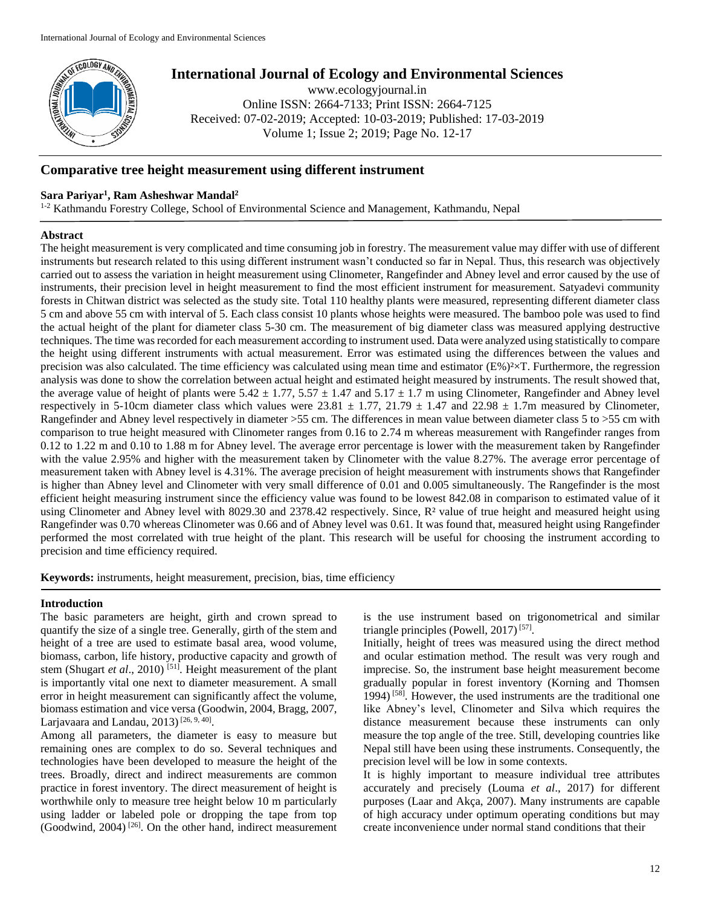# International Journal of Ecology and Environmental Sciences

www.ecologyjournal.in
Online ISSN: 2664-7133; Print ISSN: 2664-7125
Received: 07-02-2019; Accepted: 10-03-2019; Published: 17-03-2019
Volume 1; Issue 2; 2019; Page No. 12-17

## Comparative tree height measurement using different instrument

**Sara Pariyar[1], Ram Asheshwar Mandal[2]**

[1-2] Kathmandu Forestry College, School of Environmental Science and Management, Kathmandu, Nepal

### Abstract

The height measurement is very complicated and time consuming job in forestry. The measurement value may differ with use of different instruments but research related to this using different instrument wasn't conducted so far in Nepal. Thus, this research was objectively carried out to assess the variation in height measurement using Clinometer, Rangefinder and Abney level and error caused by the use of instruments, their precision level in height measurement to find the most efficient instrument for measurement. Satyadevi community forests in Chitwan district was selected as the study site. Total 110 healthy plants were measured, representing different diameter class 5 cm and above 55 cm with interval of 5. Each class consist 10 plants whose heights were measured. The bamboo pole was used to find the actual height of the plant for diameter class 5-30 cm. The measurement of big diameter class was measured applying destructive techniques. The time was recorded for each measurement according to instrument used. Data were analyzed using statistically to compare the height using different instruments with actual measurement. Error was estimated using the differences between the values and precision was also calculated. The time efficiency was calculated using mean time and estimator $(E\%)^2 \times T$. Furthermore, the regression analysis was done to show the correlation between actual height and estimated height measured by instruments. The result showed that, the average value of height of plants were $5.42 \pm 1.77$, $5.57 \pm 1.47$ and $5.17 \pm 1.7$ m using Clinometer, Rangefinder and Abney level respectively in 5-10cm diameter class which values were $23.81 \pm 1.77$, $21.79 \pm 1.47$ and $22.98 \pm 1.7$m measured by Clinometer, Rangefinder and Abney level respectively in diameter >55 cm. The differences in mean value between diameter class 5 to >55 cm with comparison to true height measured with Clinometer ranges from 0.16 to 2.74 m whereas measurement with Rangefinder ranges from 0.12 to 1.22 m and 0.10 to 1.88 m for Abney level. The average error percentage is lower with the measurement taken by Rangefinder with the value 2.95% and higher with the measurement taken by Clinometer with the value 8.27%. The average error percentage of measurement taken with Abney level is 4.31%. The average precision of height measurement with instruments shows that Rangefinder is higher than Abney level and Clinometer with very small difference of 0.01 and 0.005 simultaneously. The Rangefinder is the most efficient height measuring instrument since the efficiency value was found to be lowest 842.08 in comparison to estimated value of it using Clinometer and Abney level with 8029.30 and 2378.42 respectively. Since, $R^2$ value of true height and measured height using Rangefinder was 0.70 whereas Clinometer was 0.66 and of Abney level was 0.61. It was found that, measured height using Rangefinder performed the most correlated with true height of the plant. This research will be useful for choosing the instrument according to precision and time efficiency required.

**Keywords:** instruments, height measurement, precision, bias, time efficiency

### Introduction

The basic parameters are height, girth and crown spread to quantify the size of a single tree. Generally, girth of the stem and height of a tree are used to estimate basal area, wood volume, biomass, carbon, life history, productive capacity and growth of stem (Shugart *et al*., 2010) [51]. Height measurement of the plant is importantly vital one next to diameter measurement. A small error in height measurement can significantly affect the volume, biomass estimation and vice versa (Goodwin, 2004, Bragg, 2007, Larjavaara and Landau, 2013) [26, 9, 40].

Among all parameters, the diameter is easy to measure but remaining ones are complex to do so. Several techniques and technologies have been developed to measure the height of the trees. Broadly, direct and indirect measurements are common practice in forest inventory. The direct measurement of height is worthwhile only to measure tree height below 10 m particularly using ladder or labeled pole or dropping the tape from top (Goodwind, 2004) [26]. On the other hand, indirect measurement is the use instrument based on trigonometrical and similar triangle principles (Powell, 2017) [57].

Initially, height of trees was measured using the direct method and ocular estimation method. The result was very rough and imprecise. So, the instrument base height measurement become gradually popular in forest inventory (Korning and Thomsen 1994) [58]. However, the used instruments are the traditional one like Abney's level, Clinometer and Silva which requires the distance measurement because these instruments can only measure the top angle of the tree. Still, developing countries like Nepal still have been using these instruments. Consequently, the precision level will be low in some contexts.

It is highly important to measure individual tree attributes accurately and precisely (Louma *et al*., 2017) for different purposes (Laar and Akça, 2007). Many instruments are capable of high accuracy under optimum operating conditions but may create inconvenience under normal stand conditions that their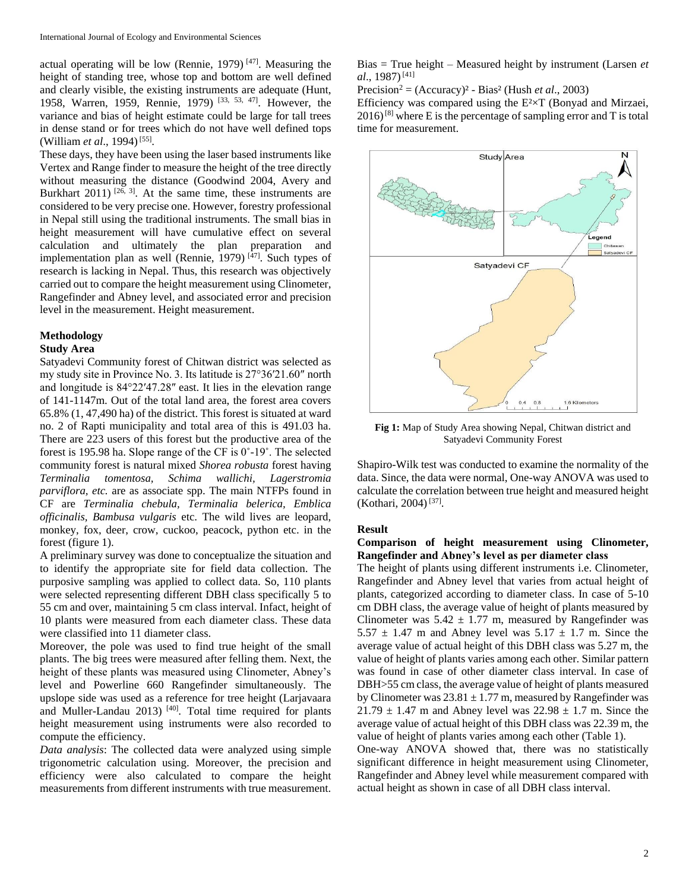actual operating will be low (Rennie, 1979) [47]. Measuring the height of standing tree, whose top and bottom are well defined and clearly visible, the existing instruments are adequate (Hunt, 1958, Warren, 1959, Rennie, 1979) [33, 53, 47]. However, the variance and bias of height estimate could be large for tall trees in dense stand or for trees which do not have well defined tops (William *et al*., 1994) [55].

These days, they have been using the laser based instruments like Vertex and Range finder to measure the height of the tree directly without measuring the distance (Goodwind 2004, Avery and Burkhart 2011) [26, 3]. At the same time, these instruments are considered to be very precise one. However, forestry professional in Nepal still using the traditional instruments. The small bias in height measurement will have cumulative effect on several calculation and ultimately the plan preparation and implementation plan as well (Rennie, 1979) [47]. Such types of research is lacking in Nepal. Thus, this research was objectively carried out to compare the height measurement using Clinometer, Rangefinder and Abney level, and associated error and precision level in the measurement. Height measurement.

## Methodology

### Study Area

Satyadevi Community forest of Chitwan district was selected as my study site in Province No. 3. Its latitude is 27°36′21.60″ north and longitude is 84°22′47.28″ east. It lies in the elevation range of 141-1147m. Out of the total land area, the forest area covers 65.8% (1, 47,490 ha) of the district. This forest is situated at ward no. 2 of Rapti municipality and total area of this is 491.03 ha. There are 223 users of this forest but the productive area of the forest is 195.98 ha. Slope range of the CF is 0˚-19˚. The selected community forest is natural mixed *Shorea robusta* forest having *Terminalia tomentosa, Schima wallichi, Lagerstromia parviflora, etc.* are as associate spp. The main NTFPs found in CF are *Terminalia chebula, Terminalia belerica, Emblica officinalis, Bambusa vulgaris* etc. The wild lives are leopard, monkey, fox, deer, crow, cuckoo, peacock, python etc. in the forest (figure 1).

A preliminary survey was done to conceptualize the situation and to identify the appropriate site for field data collection. The purposive sampling was applied to collect data. So, 110 plants were selected representing different DBH class specifically 5 to 55 cm and over, maintaining 5 cm class interval. Infact, height of 10 plants were measured from each diameter class. These data were classified into 11 diameter class.

Moreover, the pole was used to find true height of the small plants. The big trees were measured after felling them. Next, the height of these plants was measured using Clinometer, Abney's level and Powerline 660 Rangefinder simultaneously. The upslope side was used as a reference for tree height (Larjavaara and Muller-Landau 2013) [40]. Total time required for plants height measurement using instruments were also recorded to compute the efficiency.

*Data analysis*: The collected data were analyzed using simple trigonometric calculation using. Moreover, the precision and efficiency were also calculated to compare the height measurements from different instruments with true measurement.

Bias = True height – Measured height by instrument (Larsen *et al*., 1987) [41]

$\text{Precision}^2 = (\text{Accuracy})^2 - \text{Bias}^2$ (Hush *et al*., 2003)

Efficiency was compared using the $E^2 \times T$ (Bonyad and Mirzaei, 2016) [8] where E is the percentage of sampling error and T is total time for measurement.

**Fig 1:** Map of Study Area showing Nepal, Chitwan district and Satyadevi Community Forest

Shapiro-Wilk test was conducted to examine the normality of the data. Since, the data were normal, One-way ANOVA was used to calculate the correlation between true height and measured height (Kothari, 2004) [37].

## Result

### Comparison of height measurement using Clinometer, Rangefinder and Abney's level as per diameter class

The height of plants using different instruments i.e. Clinometer, Rangefinder and Abney level that varies from actual height of plants, categorized according to diameter class. In case of 5-10 cm DBH class, the average value of height of plants measured by Clinometer was 5.42 ± 1.77 m, measured by Rangefinder was 5.57 ± 1.47 m and Abney level was 5.17 ± 1.7 m. Since the average value of actual height of this DBH class was 5.27 m, the value of height of plants varies among each other. Similar pattern was found in case of other diameter class interval. In case of DBH>55 cm class, the average value of height of plants measured by Clinometer was 23.81 ± 1.77 m, measured by Rangefinder was 21.79 ± 1.47 m and Abney level was 22.98 ± 1.7 m. Since the average value of actual height of this DBH class was 22.39 m, the value of height of plants varies among each other (Table 1).

One-way ANOVA showed that, there was no statistically significant difference in height measurement using Clinometer, Rangefinder and Abney level while measurement compared with actual height as shown in case of all DBH class interval.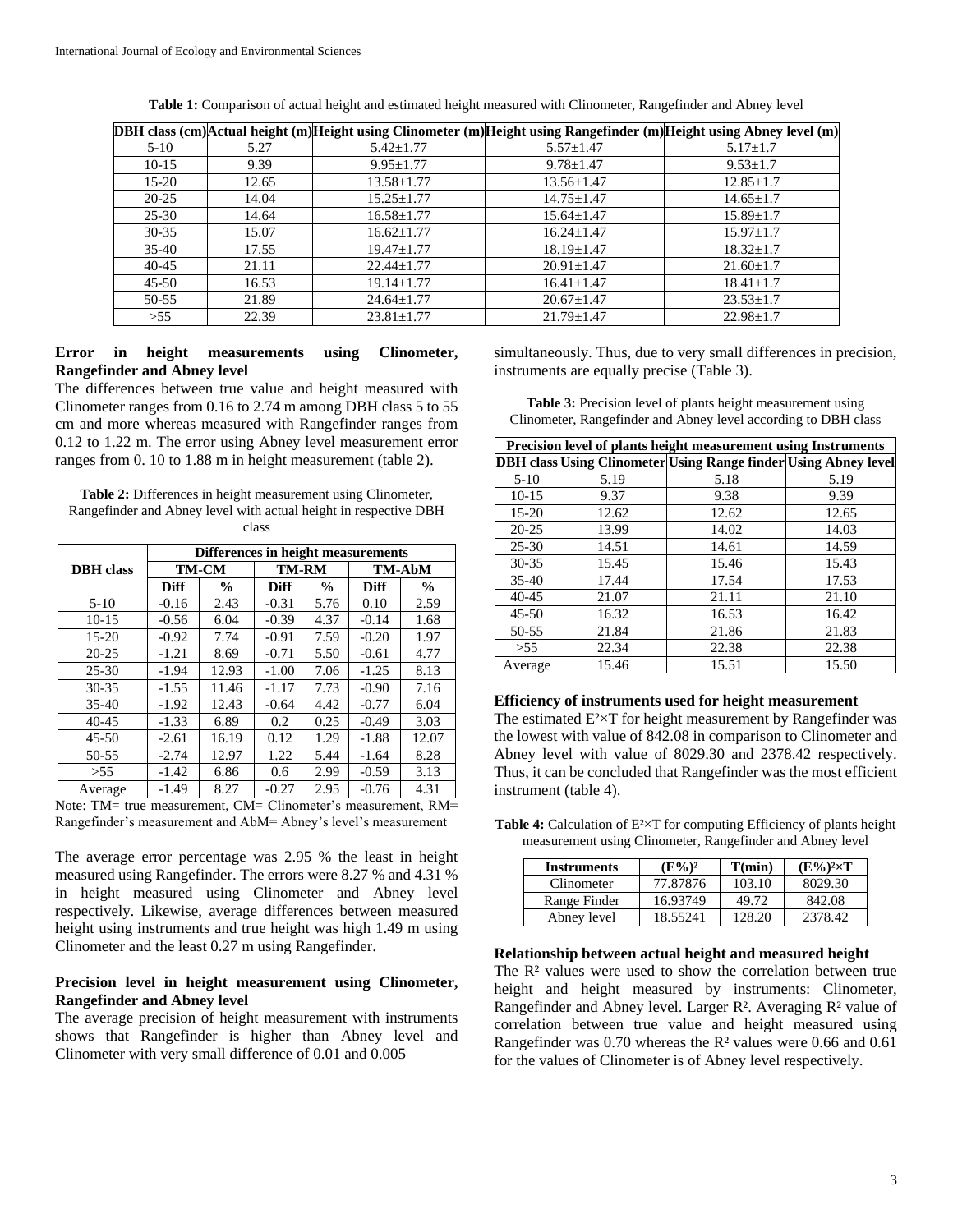**Table 1:** Comparison of actual height and estimated height measured with Clinometer, Rangefinder and Abney level

| DBH class (cm) | Actual height (m) | Height using Clinometer (m) | Height using Rangefinder (m) | Height using Abney level (m) |
|---|---|---|---|---|
| 5-10 | 5.27 | 5.42±1.77 | 5.57±1.47 | 5.17±1.7 |
| 10-15 | 9.39 | 9.95±1.77 | 9.78±1.47 | 9.53±1.7 |
| 15-20 | 12.65 | 13.58±1.77 | 13.56±1.47 | 12.85±1.7 |
| 20-25 | 14.04 | 15.25±1.77 | 14.75±1.47 | 14.65±1.7 |
| 25-30 | 14.64 | 16.58±1.77 | 15.64±1.47 | 15.89±1.7 |
| 30-35 | 15.07 | 16.62±1.77 | 16.24±1.47 | 15.97±1.7 |
| 35-40 | 17.55 | 19.47±1.77 | 18.19±1.47 | 18.32±1.7 |
| 40-45 | 21.11 | 22.44±1.77 | 20.91±1.47 | 21.60±1.7 |
| 45-50 | 16.53 | 19.14±1.77 | 16.41±1.47 | 18.41±1.7 |
| 50-55 | 21.89 | 24.64±1.77 | 20.67±1.47 | 23.53±1.7 |
| >55 | 22.39 | 23.81±1.77 | 21.79±1.47 | 22.98±1.7 |

### Error in height measurements using Clinometer, Rangefinder and Abney level

The differences between true value and height measured with Clinometer ranges from 0.16 to 2.74 m among DBH class 5 to 55 cm and more whereas measured with Rangefinder ranges from 0.12 to 1.22 m. The error using Abney level measurement error ranges from 0. 10 to 1.88 m in height measurement (table 2).

**Table 2:** Differences in height measurement using Clinometer, Rangefinder and Abney level with actual height in respective DBH class

| DBH class | Differences in height measurements | | | | | |
|---|---|---|---|---|---|---|
| | TM-CM | | TM-RM | | TM-AbM | |
| | Diff | % | Diff | % | Diff | % |
| 5-10 | -0.16 | 2.43 | -0.31 | 5.76 | 0.10 | 2.59 |
| 10-15 | -0.56 | 6.04 | -0.39 | 4.37 | -0.14 | 1.68 |
| 15-20 | -0.92 | 7.74 | -0.91 | 7.59 | -0.20 | 1.97 |
| 20-25 | -1.21 | 8.69 | -0.71 | 5.50 | -0.61 | 4.77 |
| 25-30 | -1.94 | 12.93 | -1.00 | 7.06 | -1.25 | 8.13 |
| 30-35 | -1.55 | 11.46 | -1.17 | 7.73 | -0.90 | 7.16 |
| 35-40 | -1.92 | 12.43 | -0.64 | 4.42 | -0.77 | 6.04 |
| 40-45 | -1.33 | 6.89 | 0.2 | 0.25 | -0.49 | 3.03 |
| 45-50 | -2.61 | 16.19 | 0.12 | 1.29 | -1.88 | 12.07 |
| 50-55 | -2.74 | 12.97 | 1.22 | 5.44 | -1.64 | 8.28 |
| >55 | -1.42 | 6.86 | 0.6 | 2.99 | -0.59 | 3.13 |
| Average | -1.49 | 8.27 | -0.27 | 2.95 | -0.76 | 4.31 |

Note: TM= true measurement, CM= Clinometer's measurement, RM= Rangefinder's measurement and AbM= Abney's level's measurement

The average error percentage was 2.95 % the least in height measured using Rangefinder. The errors were 8.27 % and 4.31 % in height measured using Clinometer and Abney level respectively. Likewise, average differences between measured height using instruments and true height was high 1.49 m using Clinometer and the least 0.27 m using Rangefinder.

### Precision level in height measurement using Clinometer, Rangefinder and Abney level

The average precision of height measurement with instruments shows that Rangefinder is higher than Abney level and Clinometer with very small difference of 0.01 and 0.005 simultaneously. Thus, due to very small differences in precision, instruments are equally precise (Table 3).

**Table 3:** Precision level of plants height measurement using Clinometer, Rangefinder and Abney level according to DBH class

| Precision level of plants height measurement using Instruments | | | |
|---|---|---|---|
| DBH class | Using Clinometer | Using Range finder | Using Abney level |
| 5-10 | 5.19 | 5.18 | 5.19 |
| 10-15 | 9.37 | 9.38 | 9.39 |
| 15-20 | 12.62 | 12.62 | 12.65 |
| 20-25 | 13.99 | 14.02 | 14.03 |
| 25-30 | 14.51 | 14.61 | 14.59 |
| 30-35 | 15.45 | 15.46 | 15.43 |
| 35-40 | 17.44 | 17.54 | 17.53 |
| 40-45 | 21.07 | 21.11 | 21.10 |
| 45-50 | 16.32 | 16.53 | 16.42 |
| 50-55 | 21.84 | 21.86 | 21.83 |
| >55 | 22.34 | 22.38 | 22.38 |
| Average | 15.46 | 15.51 | 15.50 |

### Efficiency of instruments used for height measurement

The estimated $E^2 \times T$ for height measurement by Rangefinder was the lowest with value of 842.08 in comparison to Clinometer and Abney level with value of 8029.30 and 2378.42 respectively. Thus, it can be concluded that Rangefinder was the most efficient instrument (table 4).

**Table 4:** Calculation of $E^2 \times T$ for computing Efficiency of plants height measurement using Clinometer, Rangefinder and Abney level

| Instruments | $(E\%)^2$ | T(min) | $(E\%)^2 \times T$ |
|---|---|---|---|
| Clinometer | 77.87876 | 103.10 | 8029.30 |
| Range Finder | 16.93749 | 49.72 | 842.08 |
| Abney level | 18.55241 | 128.20 | 2378.42 |

### Relationship between actual height and measured height

The $R^2$ values were used to show the correlation between true height and height measured by instruments: Clinometer, Rangefinder and Abney level. Larger $R^2$. Averaging $R^2$ value of correlation between true value and height measured using Rangefinder was 0.70 whereas the $R^2$ values were 0.66 and 0.61 for the values of Clinometer is of Abney level respectively.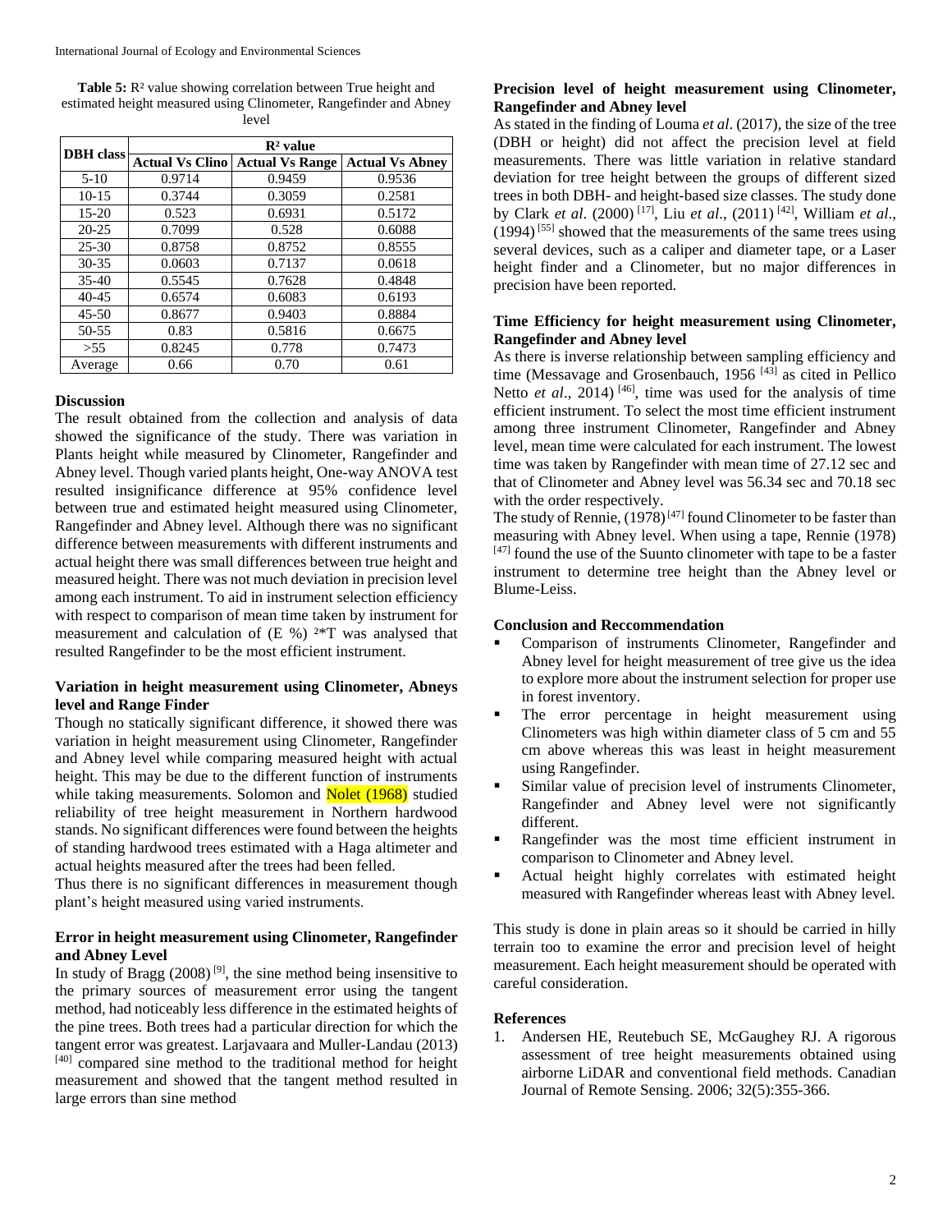**Table 5:** $R^2$ value showing correlation between True height and estimated height measured using Clinometer, Rangefinder and Abney level

| DBH class | $R^2$ value | | |
|---|---|---|---|
| | Actual Vs Clino | Actual Vs Range | Actual Vs Abney |
| 5-10 | 0.9714 | 0.9459 | 0.9536 |
| 10-15 | 0.3744 | 0.3059 | 0.2581 |
| 15-20 | 0.523 | 0.6931 | 0.5172 |
| 20-25 | 0.7099 | 0.528 | 0.6088 |
| 25-30 | 0.8758 | 0.8752 | 0.8555 |
| 30-35 | 0.0603 | 0.7137 | 0.0618 |
| 35-40 | 0.5545 | 0.7628 | 0.4848 |
| 40-45 | 0.6574 | 0.6083 | 0.6193 |
| 45-50 | 0.8677 | 0.9403 | 0.8884 |
| 50-55 | 0.83 | 0.5816 | 0.6675 |
| >55 | 0.8245 | 0.778 | 0.7473 |
| Average | 0.66 | 0.70 | 0.61 |

## Discussion

The result obtained from the collection and analysis of data showed the significance of the study. There was variation in Plants height while measured by Clinometer, Rangefinder and Abney level. Though varied plants height, One-way ANOVA test resulted insignificance difference at 95% confidence level between true and estimated height measured using Clinometer, Rangefinder and Abney level. Although there was no significant difference between measurements with different instruments and actual height there was small differences between true height and measured height. There was not much deviation in precision level among each instrument. To aid in instrument selection efficiency with respect to comparison of mean time taken by instrument for measurement and calculation of $(E\ \%)^2 * T$ was analysed that resulted Rangefinder to be the most efficient instrument.

### Variation in height measurement using Clinometer, Abneys level and Range Finder

Though no statically significant difference, it showed there was variation in height measurement using Clinometer, Rangefinder and Abney level while comparing measured height with actual height. This may be due to the different function of instruments while taking measurements. Solomon and Nolet (1968) studied reliability of tree height measurement in Northern hardwood stands. No significant differences were found between the heights of standing hardwood trees estimated with a Haga altimeter and actual heights measured after the trees had been felled.

Thus there is no significant differences in measurement though plant's height measured using varied instruments.

### Error in height measurement using Clinometer, Rangefinder and Abney Level

In study of Bragg (2008) [9], the sine method being insensitive to the primary sources of measurement error using the tangent method, had noticeably less difference in the estimated heights of the pine trees. Both trees had a particular direction for which the tangent error was greatest. Larjavaara and Muller-Landau (2013) [40] compared sine method to the traditional method for height measurement and showed that the tangent method resulted in large errors than sine method

### Precision level of height measurement using Clinometer, Rangefinder and Abney level

As stated in the finding of Louma *et al*. (2017), the size of the tree (DBH or height) did not affect the precision level at field measurements. There was little variation in relative standard deviation for tree height between the groups of different sized trees in both DBH- and height-based size classes. The study done by Clark *et al*. (2000) [17], Liu *et al*., (2011) [42], William *et al*., (1994) [55] showed that the measurements of the same trees using several devices, such as a caliper and diameter tape, or a Laser height finder and a Clinometer, but no major differences in precision have been reported.

### Time Efficiency for height measurement using Clinometer, Rangefinder and Abney level

As there is inverse relationship between sampling efficiency and time (Messavage and Grosenbauch, 1956 [43] as cited in Pellico Netto *et al*., 2014) [46], time was used for the analysis of time efficient instrument. To select the most time efficient instrument among three instrument Clinometer, Rangefinder and Abney level, mean time were calculated for each instrument. The lowest time was taken by Rangefinder with mean time of 27.12 sec and that of Clinometer and Abney level was 56.34 sec and 70.18 sec with the order respectively.

The study of Rennie, (1978) [47] found Clinometer to be faster than measuring with Abney level. When using a tape, Rennie (1978) [47] found the use of the Suunto clinometer with tape to be a faster instrument to determine tree height than the Abney level or Blume-Leiss.

## Conclusion and Reccommendation

- Comparison of instruments Clinometer, Rangefinder and Abney level for height measurement of tree give us the idea to explore more about the instrument selection for proper use in forest inventory.
- The error percentage in height measurement using Clinometers was high within diameter class of 5 cm and 55 cm above whereas this was least in height measurement using Rangefinder.
- Similar value of precision level of instruments Clinometer, Rangefinder and Abney level were not significantly different.
- Rangefinder was the most time efficient instrument in comparison to Clinometer and Abney level.
- Actual height highly correlates with estimated height measured with Rangefinder whereas least with Abney level.

This study is done in plain areas so it should be carried in hilly terrain too to examine the error and precision level of height measurement. Each height measurement should be operated with careful consideration.

## References

1. Andersen HE, Reutebuch SE, McGaughey RJ. A rigorous assessment of tree height measurements obtained using airborne LiDAR and conventional field methods. Canadian Journal of Remote Sensing. 2006; 32(5):355-366.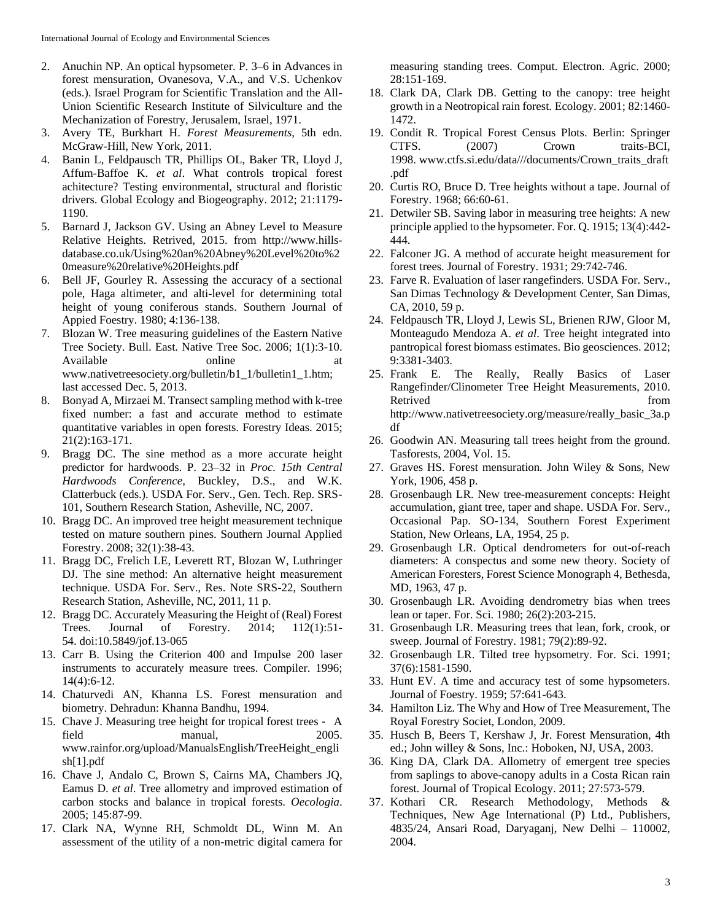2. Anuchin NP. An optical hypsometer. P. 3–6 in Advances in forest mensuration, Ovanesova, V.A., and V.S. Uchenkov (eds.). Israel Program for Scientific Translation and the All-Union Scientific Research Institute of Silviculture and the Mechanization of Forestry, Jerusalem, Israel, 1971.
3. Avery TE, Burkhart H. *Forest Measurements*, 5th edn. McGraw-Hill, New York, 2011.
4. Banin L, Feldpausch TR, Phillips OL, Baker TR, Lloyd J, Affum-Baffoe K. *et al*. What controls tropical forest achitecture? Testing environmental, structural and floristic drivers. Global Ecology and Biogeography. 2012; 21:1179-1190.
5. Barnard J, Jackson GV. Using an Abney Level to Measure Relative Heights. Retrived, 2015. from http://www.hills-database.co.uk/Using%20an%20Abney%20Level%20to%20measure%20relative%20Heights.pdf
6. Bell JF, Gourley R. Assessing the accuracy of a sectional pole, Haga altimeter, and alti-level for determining total height of young coniferous stands. Southern Journal of Appied Foestry. 1980; 4:136-138.
7. Blozan W. Tree measuring guidelines of the Eastern Native Tree Society. Bull. East. Native Tree Soc. 2006; 1(1):3-10. Available online at www.nativetreesociety.org/bulletin/b1_1/bulletin1_1.htm; last accessed Dec. 5, 2013.
8. Bonyad A, Mirzaei M. Transect sampling method with k-tree fixed number: a fast and accurate method to estimate quantitative variables in open forests. Forestry Ideas. 2015; 21(2):163-171.
9. Bragg DC. The sine method as a more accurate height predictor for hardwoods. P. 23–32 in *Proc. 15th Central Hardwoods Conference*, Buckley, D.S., and W.K. Clatterbuck (eds.). USDA For. Serv., Gen. Tech. Rep. SRS-101, Southern Research Station, Asheville, NC, 2007.
10. Bragg DC. An improved tree height measurement technique tested on mature southern pines. Southern Journal Applied Forestry. 2008; 32(1):38-43.
11. Bragg DC, Frelich LE, Leverett RT, Blozan W, Luthringer DJ. The sine method: An alternative height measurement technique. USDA For. Serv., Res. Note SRS-22, Southern Research Station, Asheville, NC, 2011, 11 p.
12. Bragg DC. Accurately Measuring the Height of (Real) Forest Trees. Journal of Forestry. 2014; 112(1):51-54. doi:10.5849/jof.13-065
13. Carr B. Using the Criterion 400 and Impulse 200 laser instruments to accurately measure trees. Compiler. 1996; 14(4):6-12.
14. Chaturvedi AN, Khanna LS. Forest mensuration and biometry. Dehradun: Khanna Bandhu, 1994.
15. Chave J. Measuring tree height for tropical forest trees - A field manual, 2005. www.rainfor.org/upload/ManualsEnglish/TreeHeight_english[1].pdf
16. Chave J, Andalo C, Brown S, Cairns MA, Chambers JQ, Eamus D. *et al*. Tree allometry and improved estimation of carbon stocks and balance in tropical forests. *Oecologia*. 2005; 145:87-99.
17. Clark NA, Wynne RH, Schmoldt DL, Winn M. An assessment of the utility of a non-metric digital camera for measuring standing trees. Comput. Electron. Agric. 2000; 28:151-169.
18. Clark DA, Clark DB. Getting to the canopy: tree height growth in a Neotropical rain forest. Ecology. 2001; 82:1460-1472.
19. Condit R. Tropical Forest Census Plots. Berlin: Springer CTFS. (2007) Crown traits-BCI, 1998. www.ctfs.si.edu/data///documents/Crown_traits_draft.pdf
20. Curtis RO, Bruce D. Tree heights without a tape. Journal of Forestry. 1968; 66:60-61.
21. Detwiler SB. Saving labor in measuring tree heights: A new principle applied to the hypsometer. For. Q. 1915; 13(4):442-444.
22. Falconer JG. A method of accurate height measurement for forest trees. Journal of Forestry. 1931; 29:742-746.
23. Farve R. Evaluation of laser rangefinders. USDA For. Serv., San Dimas Technology & Development Center, San Dimas, CA, 2010, 59 p.
24. Feldpausch TR, Lloyd J, Lewis SL, Brienen RJW, Gloor M, Monteagudo Mendoza A. *et al*. Tree height integrated into pantropical forest biomass estimates. Bio geosciences. 2012; 9:3381-3403.
25. Frank E. The Really, Really Basics of Laser Rangefinder/Clinometer Tree Height Measurements, 2010. Retrived from http://www.nativetreesociety.org/measure/really_basic_3a.pdf
26. Goodwin AN. Measuring tall trees height from the ground. Tasforests, 2004, Vol. 15.
27. Graves HS. Forest mensuration. John Wiley & Sons, New York, 1906, 458 p.
28. Grosenbaugh LR. New tree-measurement concepts: Height accumulation, giant tree, taper and shape. USDA For. Serv., Occasional Pap. SO-134, Southern Forest Experiment Station, New Orleans, LA, 1954, 25 p.
29. Grosenbaugh LR. Optical dendrometers for out-of-reach diameters: A conspectus and some new theory. Society of American Foresters, Forest Science Monograph 4, Bethesda, MD, 1963, 47 p.
30. Grosenbaugh LR. Avoiding dendrometry bias when trees lean or taper. For. Sci. 1980; 26(2):203-215.
31. Grosenbaugh LR. Measuring trees that lean, fork, crook, or sweep. Journal of Forestry. 1981; 79(2):89-92.
32. Grosenbaugh LR. Tilted tree hypsometry. For. Sci. 1991; 37(6):1581-1590.
33. Hunt EV. A time and accuracy test of some hypsometers. Journal of Foestry. 1959; 57:641-643.
34. Hamilton Liz. The Why and How of Tree Measurement, The Royal Forestry Societ, London, 2009.
35. Husch B, Beers T, Kershaw J, Jr. Forest Mensuration, 4th ed.; John willey & Sons, Inc.: Hoboken, NJ, USA, 2003.
36. King DA, Clark DA. Allometry of emergent tree species from saplings to above-canopy adults in a Costa Rican rain forest. Journal of Tropical Ecology. 2011; 27:573-579.
37. Kothari CR. Research Methodology, Methods & Techniques, New Age International (P) Ltd., Publishers, 4835/24, Ansari Road, Daryaganj, New Delhi – 110002, 2004.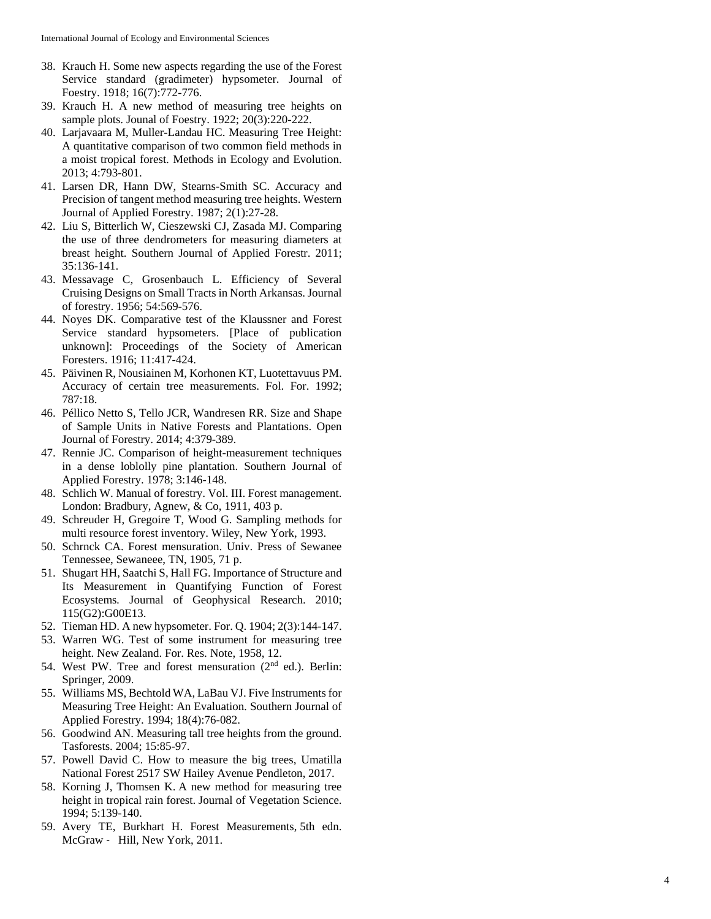38. Krauch H. Some new aspects regarding the use of the Forest Service standard (gradimeter) hypsometer. Journal of Foestry. 1918; 16(7):772-776.
39. Krauch H. A new method of measuring tree heights on sample plots. Jounal of Foestry. 1922; 20(3):220-222.
40. Larjavaara M, Muller-Landau HC. Measuring Tree Height: A quantitative comparison of two common field methods in a moist tropical forest. Methods in Ecology and Evolution. 2013; 4:793-801.
41. Larsen DR, Hann DW, Stearns-Smith SC. Accuracy and Precision of tangent method measuring tree heights. Western Journal of Applied Forestry. 1987; 2(1):27-28.
42. Liu S, Bitterlich W, Cieszewski CJ, Zasada MJ. Comparing the use of three dendrometers for measuring diameters at breast height. Southern Journal of Applied Forestr. 2011; 35:136-141.
43. Messavage C, Grosenbauch L. Efficiency of Several Cruising Designs on Small Tracts in North Arkansas. Journal of forestry. 1956; 54:569-576.
44. Noyes DK. Comparative test of the Klaussner and Forest Service standard hypsometers. [Place of publication unknown]: Proceedings of the Society of American Foresters. 1916; 11:417-424.
45. Päivinen R, Nousiainen M, Korhonen KT, Luotettavuus PM. Accuracy of certain tree measurements. Fol. For. 1992; 787:18.
46. Péllico Netto S, Tello JCR, Wandresen RR. Size and Shape of Sample Units in Native Forests and Plantations. Open Journal of Forestry. 2014; 4:379-389.
47. Rennie JC. Comparison of height-measurement techniques in a dense loblolly pine plantation. Southern Journal of Applied Forestry. 1978; 3:146-148.
48. Schlich W. Manual of forestry. Vol. III. Forest management. London: Bradbury, Agnew, & Co, 1911, 403 p.
49. Schreuder H, Gregoire T, Wood G. Sampling methods for multi resource forest inventory. Wiley, New York, 1993.
50. Schrnck CA. Forest mensuration. Univ. Press of Sewanee Tennessee, Sewaneee, TN, 1905, 71 p.
51. Shugart HH, Saatchi S, Hall FG. Importance of Structure and Its Measurement in Quantifying Function of Forest Ecosystems. Journal of Geophysical Research. 2010; 115(G2):G00E13.
52. Tieman HD. A new hypsometer. For. Q. 1904; 2(3):144-147.
53. Warren WG. Test of some instrument for measuring tree height. New Zealand. For. Res. Note, 1958, 12.
54. West PW. Tree and forest mensuration (2nd ed.). Berlin: Springer, 2009.
55. Williams MS, Bechtold WA, LaBau VJ. Five Instruments for Measuring Tree Height: An Evaluation. Southern Journal of Applied Forestry. 1994; 18(4):76-082.
56. Goodwind AN. Measuring tall tree heights from the ground. Tasforests. 2004; 15:85-97.
57. Powell David C. How to measure the big trees, Umatilla National Forest 2517 SW Hailey Avenue Pendleton, 2017.
58. Korning J, Thomsen K. A new method for measuring tree height in tropical rain forest. Journal of Vegetation Science. 1994; 5:139-140.
59. Avery TE, Burkhart H. Forest Measurements, 5th edn. McGraw - Hill, New York, 2011.